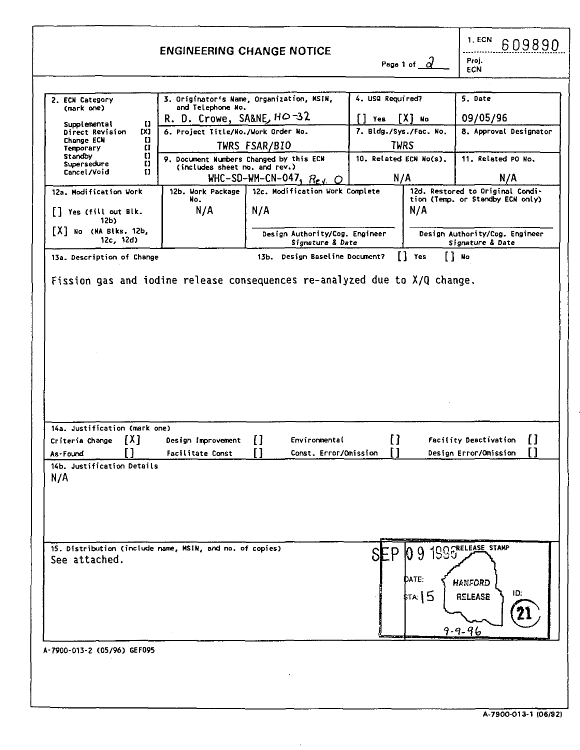# ENGINEERING CHANGE NOTICE

Page 1 of 2

1. ECN 609890

Proj. ECN

| 2. ECN Category (mark one) | 3. Originator's Name, Organization, MSIN, and Telephone No. | 4. USQ Required? | 5. Date |
|---|---|---|---|
| Supplemental [] | R. D. Crowe, SA&NE, HO-32 | [] Yes [X] No | 09/05/96 |
| Direct Revision [X] | 6. Project Title/No./Work Order No. | 7. Bldg./Sys./Fac. No. | 8. Approval Designator |
| Change ECN [] | TWRS FSAR/BIO | TWRS | |
| Temporary [] | 9. Document Numbers Changed by this ECN (includes sheet no. and rev.) | 10. Related ECN No(s). | 11. Related PO No. |
| Standby [] Supersedure [] Cancel/Void [] | WHC-SD-WM-CN-047, Rev. 0 | N/A | N/A |

| 12a. Modification Work | 12b. Work Package No. | 12c. Modification Work Complete | 12d. Restored to Original Condition (Temp. or Standby ECN only) |
|---|---|---|---|
| [] Yes (fill out Blk. 12b) [X] No (NA Blks. 12b, 12c, 12d) | N/A | N/A | N/A |
| | | Design Authority/Cog. Engineer Signature & Date | Design Authority/Cog. Engineer Signature & Date |

13a. Description of Change — 13b. Design Baseline Document? [] Yes [] No

Fission gas and iodine release consequences re-analyzed due to X/Q change.

14a. Justification (mark one)

| | | | | | | | |
|---|---|---|---|---|---|---|---|
| Criteria Change | [X] | Design Improvement | [] | Environmental | [] | Facility Deactivation | [] |
| As-Found | [] | Facilitate Const | [] | Const. Error/Omission | [] | Design Error/Omission | [] |

14b. Justification Details

N/A

15. Distribution (include name, MSIN, and no. of copies)

See attached.

RELEASE STAMP: SEP 09 1996, DATE: 9-9-96, STA: 15, HANFORD RELEASE, ID: 21

A-7900-013-2 (05/96) GEF095

A-7900-013-1 (06/92)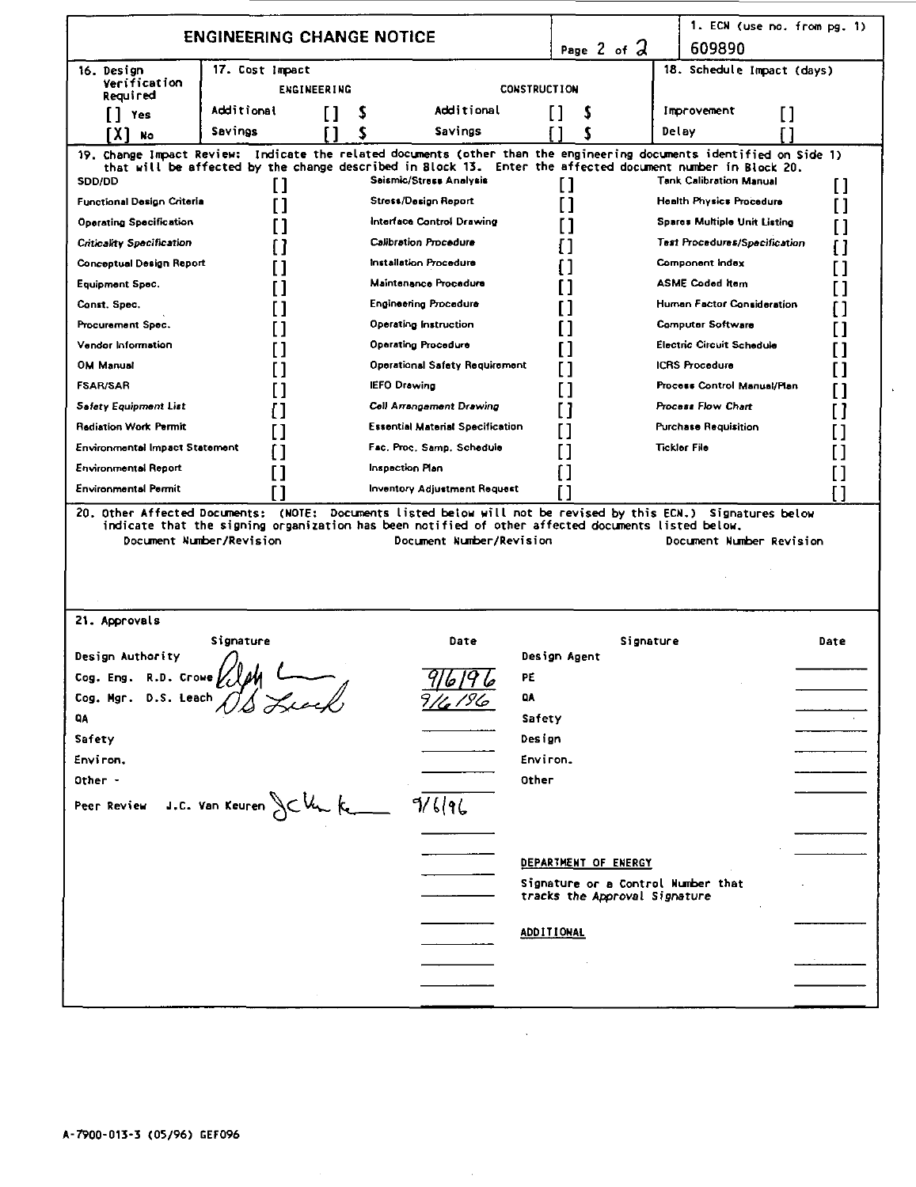# ENGINEERING CHANGE NOTICE

Page 2 of 2

1. ECN (use no. from pg. 1): 609890

| 16. Design Verification Required | 17. Cost Impact | | | | 18. Schedule Impact (days) |
|---|---|---|---|---|---|
| | ENGINEERING | | CONSTRUCTION | | |
| [] Yes | Additional | [] $ | Additional | [] $ | Improvement [] |
| [X] No | Savings | [] $ | Savings | [] $ | Delay [] |

19. Change Impact Review: Indicate the related documents (other than the engineering documents identified on Side 1) that will be affected by the change described in Block 13. Enter the affected document number in Block 20.

| | | | | | |
|---|---|---|---|---|---|
| SDD/DD | [] | Seismic/Stress Analysis | [] | Tank Calibration Manual | [] |
| Functional Design Criteria | [] | Stress/Design Report | [] | Health Physics Procedure | [] |
| Operating Specification | [] | Interface Control Drawing | [] | Spares Multiple Unit Listing | [] |
| Criticality Specification | [] | Calibration Procedure | [] | Test Procedures/Specification | [] |
| Conceptual Design Report | [] | Installation Procedure | [] | Component Index | [] |
| Equipment Spec. | [] | Maintenance Procedure | [] | ASME Coded Item | [] |
| Const. Spec. | [] | Engineering Procedure | [] | Human Factor Consideration | [] |
| Procurement Spec. | [] | Operating Instruction | [] | Computer Software | [] |
| Vendor Information | [] | Operating Procedure | [] | Electric Circuit Schedule | [] |
| OM Manual | [] | Operational Safety Requirement | [] | ICRS Procedure | [] |
| FSAR/SAR | [] | IEFO Drawing | [] | Process Control Manual/Plan | [] |
| Safety Equipment List | [] | Cell Arrangement Drawing | [] | Process Flow Chart | [] |
| Radiation Work Permit | [] | Essential Material Specification | [] | Purchase Requisition | [] |
| Environmental Impact Statement | [] | Fac. Proc. Samp. Schedule | [] | Tickler File | [] |
| Environmental Report | [] | Inspection Plan | [] | | [] |
| Environmental Permit | [] | Inventory Adjustment Request | [] | | [] |

20. Other Affected Documents: (NOTE: Documents listed below will not be revised by this ECN.) Signatures below indicate that the signing organization has been notified of other affected documents listed below.

| Document Number/Revision | Document Number/Revision | Document Number Revision |
|---|---|---|
| | | |

21. Approvals

| | Signature | Date | | Signature | Date |
|---|---|---|---|---|---|
| Design Authority | | | Design Agent | | |
| Cog. Eng. R.D. Crowe | (signature) | 9/6/96 | PE | | |
| Cog. Mgr. D.S. Leach | (signature) | 9/6/96 | QA | | |
| QA | | | Safety | | |
| Safety | | | Design | | |
| Environ. | | | Environ. | | |
| Other - | | | Other | | |
| Peer Review J.C. Van Keuren | (signature) | 9/6/96 | | | |

DEPARTMENT OF ENERGY

Signature or a Control Number that tracks the Approval Signature

ADDITIONAL

A-7900-013-3 (05/96) GEF096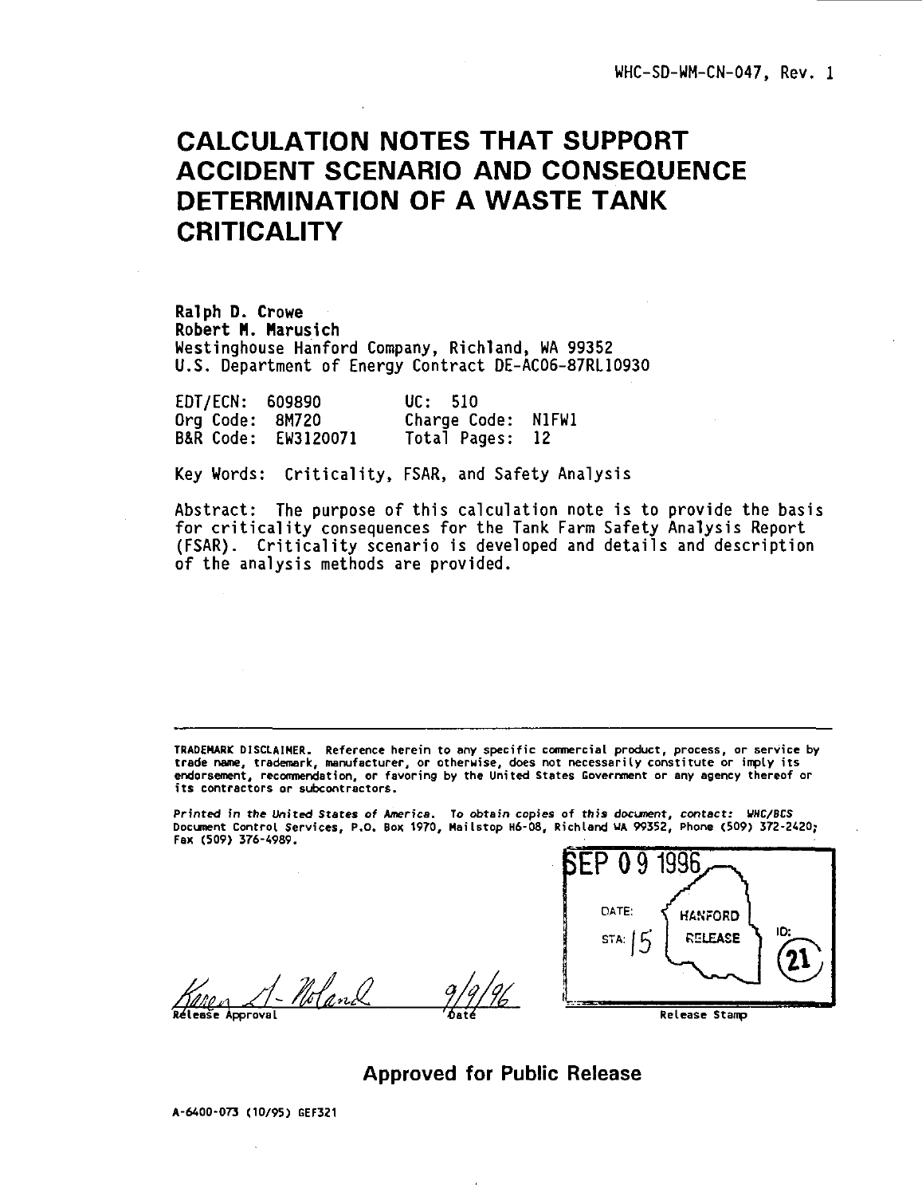WHC-SD-WM-CN-047, Rev. 1

# CALCULATION NOTES THAT SUPPORT ACCIDENT SCENARIO AND CONSEQUENCE DETERMINATION OF A WASTE TANK CRITICALITY

**Ralph D. Crowe**
**Robert M. Marusich**
Westinghouse Hanford Company, Richland, WA 99352
U.S. Department of Energy Contract DE-AC06-87RL10930

EDT/ECN: 609890 UC: 510
Org Code: 8M720 Charge Code: N1FW1
B&R Code: EW3120071 Total Pages: 12

Key Words: Criticality, FSAR, and Safety Analysis

Abstract: The purpose of this calculation note is to provide the basis for criticality consequences for the Tank Farm Safety Analysis Report (FSAR). Criticality scenario is developed and details and description of the analysis methods are provided.

TRADEMARK DISCLAIMER. Reference herein to any specific commercial product, process, or service by trade name, trademark, manufacturer, or otherwise, does not necessarily constitute or imply its endorsement, recommendation, or favoring by the United States Government or any agency thereof or its contractors or subcontractors.

*Printed in the United States of America. To obtain copies of this document, contact: WHC/BCS Document Control Services, P.O. Box 1970, Mailstop H6-08, Richland WA 99352, Phone (509) 372-2420; Fax (509) 376-4989.*

Karen L. Noland 9/9/96
Release Approval Date

SEP 09 1996
DATE: HANFORD RELEASE
STA: 15 ID: 21
Release Stamp

**Approved for Public Release**

A-6400-073 (10/95) GEF321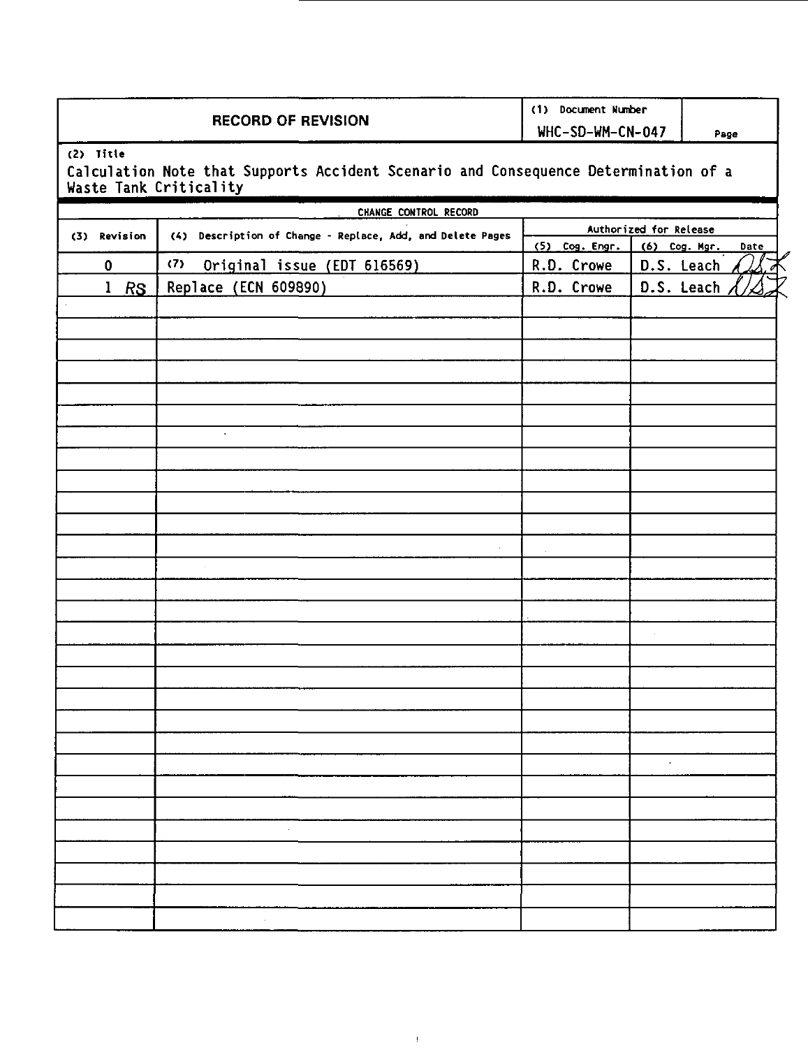# RECORD OF REVISION

| (1) Document Number | Page |
|---|---|
| WHC-SD-WM-CN-047 | |

(2) Title

Calculation Note that Supports Accident Scenario and Consequence Determination of a Waste Tank Criticality

**CHANGE CONTROL RECORD**

| (3) Revision | (4) Description of Change - Replace, Add, and Delete Pages | Authorized for Release | |
|---|---|---|---|
| | | (5) Cog. Engr. | (6) Cog. Mgr. Date |
| 0 | (7) Original issue (EDT 616569) | R.D. Crowe | D.S. Leach |
| 1 RS | Replace (ECN 609890) | R.D. Crowe | D.S. Leach |
| | | | |
| | | | |
| | | | |
| | | | |
| | | | |
| | | | |
| | | | |
| | | | |
| | | | |
| | | | |
| | | | |
| | | | |
| | | | |
| | | | |
| | | | |
| | | | |
| | | | |
| | | | |
| | | | |
| | | | |
| | | | |
| | | | |
| | | | |
| | | | |
| | | | |
| | | | |
| | | | |
| | | | |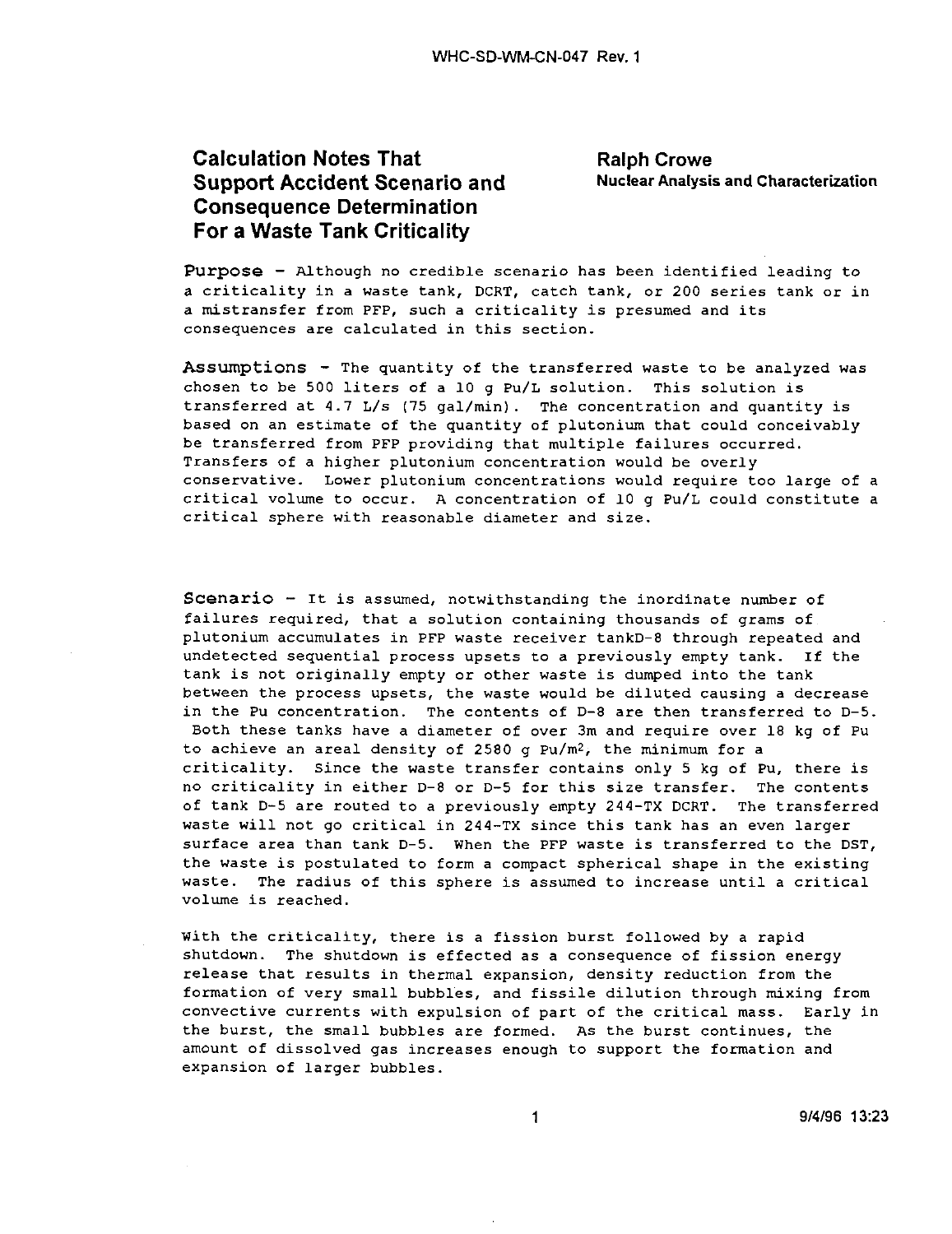# Calculation Notes That Support Accident Scenario and Consequence Determination For a Waste Tank Criticality

**Ralph Crowe**
**Nuclear Analysis and Characterization**

**Purpose** - Although no credible scenario has been identified leading to a criticality in a waste tank, DCRT, catch tank, or 200 series tank or in a mistransfer from PFP, such a criticality is presumed and its consequences are calculated in this section.

**Assumptions** - The quantity of the transferred waste to be analyzed was chosen to be 500 liters of a 10 g Pu/L solution. This solution is transferred at 4.7 L/s (75 gal/min). The concentration and quantity is based on an estimate of the quantity of plutonium that could conceivably be transferred from PFP providing that multiple failures occurred. Transfers of a higher plutonium concentration would be overly conservative. Lower plutonium concentrations would require too large of a critical volume to occur. A concentration of 10 g Pu/L could constitute a critical sphere with reasonable diameter and size.

**Scenario** - It is assumed, notwithstanding the inordinate number of failures required, that a solution containing thousands of grams of plutonium accumulates in PFP waste receiver tankD-8 through repeated and undetected sequential process upsets to a previously empty tank. If the tank is not originally empty or other waste is dumped into the tank between the process upsets, the waste would be diluted causing a decrease in the Pu concentration. The contents of D-8 are then transferred to D-5. Both these tanks have a diameter of over 3m and require over 18 kg of Pu to achieve an areal density of 2580 g Pu/$m^2$, the minimum for a criticality. Since the waste transfer contains only 5 kg of Pu, there is no criticality in either D-8 or D-5 for this size transfer. The contents of tank D-5 are routed to a previously empty 244-TX DCRT. The transferred waste will not go critical in 244-TX since this tank has an even larger surface area than tank D-5. When the PFP waste is transferred to the DST, the waste is postulated to form a compact spherical shape in the existing waste. The radius of this sphere is assumed to increase until a critical volume is reached.

With the criticality, there is a fission burst followed by a rapid shutdown. The shutdown is effected as a consequence of fission energy release that results in thermal expansion, density reduction from the formation of very small bubbles, and fissile dilution through mixing from convective currents with expulsion of part of the critical mass. Early in the burst, the small bubbles are formed. As the burst continues, the amount of dissolved gas increases enough to support the formation and expansion of larger bubbles.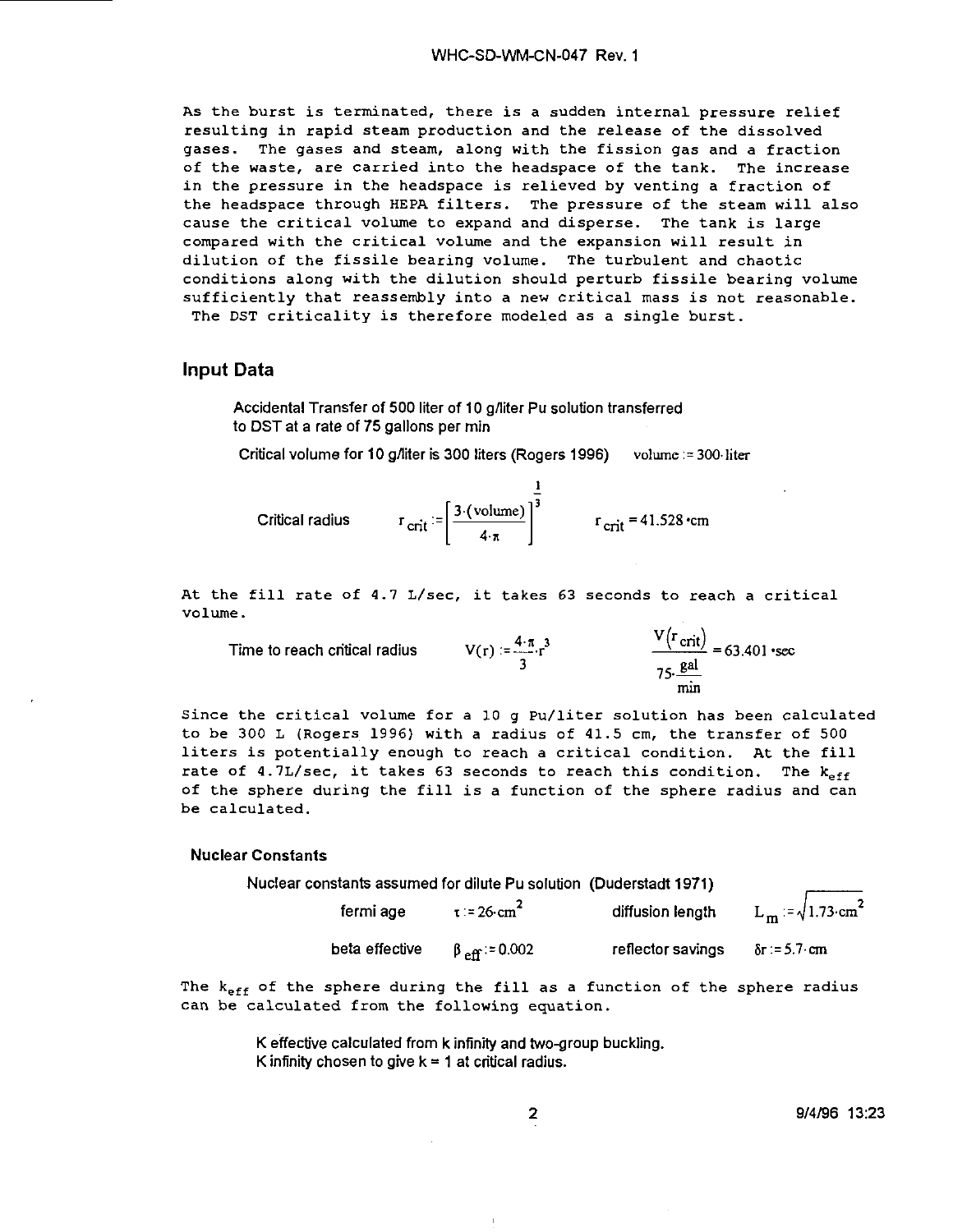As the burst is terminated, there is a sudden internal pressure relief resulting in rapid steam production and the release of the dissolved gases. The gases and steam, along with the fission gas and a fraction of the waste, are carried into the headspace of the tank. The increase in the pressure in the headspace is relieved by venting a fraction of the headspace through HEPA filters. The pressure of the steam will also cause the critical volume to expand and disperse. The tank is large compared with the critical volume and the expansion will result in dilution of the fissile bearing volume. The turbulent and chaotic conditions along with the dilution should perturb fissile bearing volume sufficiently that reassembly into a new critical mass is not reasonable. The DST criticality is therefore modeled as a single burst.

## Input Data

Accidental Transfer of 500 liter of 10 g/liter Pu solution transferred to DST at a rate of 75 gallons per min

Critical volume for 10 g/liter is 300 liters (Rogers 1996) $\quad \text{volume} := 300 \cdot \text{liter}$

Critical radius $\quad r_{crit} := \left[\dfrac{3 \cdot (\text{volume})}{4 \cdot \pi}\right]^{\frac{1}{3}} \qquad r_{crit} = 41.528 \cdot \text{cm}$

At the fill rate of 4.7 L/sec, it takes 63 seconds to reach a critical volume.

Time to reach critical radius $\quad V(r) := \dfrac{4 \cdot \pi}{3} \cdot r^3 \qquad \dfrac{V(r_{crit})}{75 \cdot \frac{\text{gal}}{\text{min}}} = 63.401 \cdot \text{sec}$

Since the critical volume for a 10 g Pu/liter solution has been calculated to be 300 L (Rogers 1996) with a radius of 41.5 cm, the transfer of 500 liters is potentially enough to reach a critical condition. At the fill rate of 4.7L/sec, it takes 63 seconds to reach this condition. The $k_{eff}$ of the sphere during the fill is a function of the sphere radius and can be calculated.

### Nuclear Constants

Nuclear constants assumed for dilute Pu solution (Duderstadt 1971)

fermi age $\quad \tau := 26 \cdot \text{cm}^2 \qquad$ diffusion length $\quad L_m := \sqrt{1.73 \cdot \text{cm}^2}$

beta effective $\quad \beta_{eff} := 0.002 \qquad$ reflector savings $\quad \delta r := 5.7 \cdot \text{cm}$

The $k_{eff}$ of the sphere during the fill as a function of the sphere radius can be calculated from the following equation.

K effective calculated from k infinity and two-group buckling.
K infinity chosen to give k = 1 at critical radius.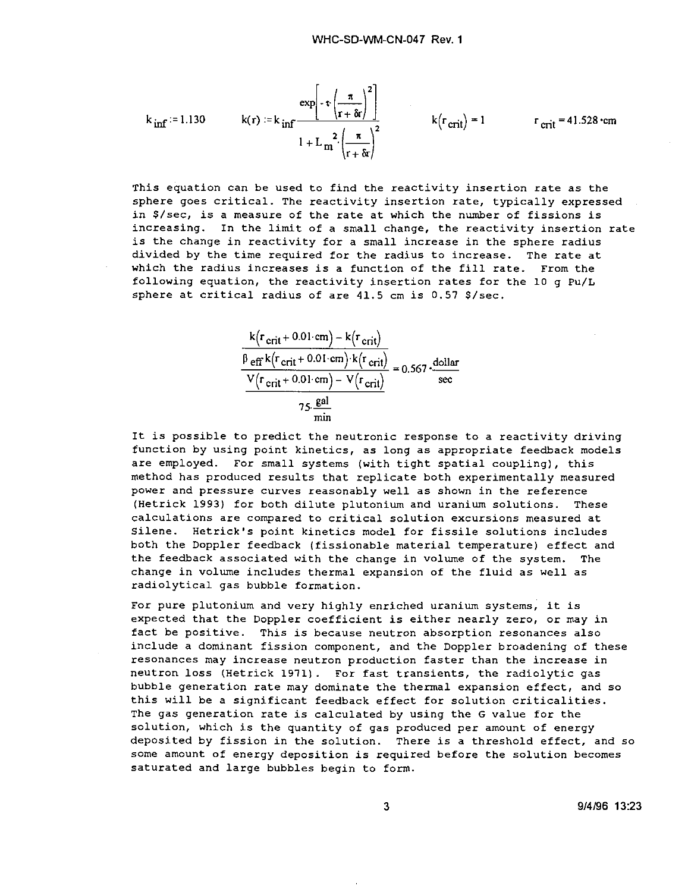$$k_{inf} := 1.130 \qquad k(r) := k_{inf} \cdot \frac{\exp\left[-\tau \cdot \left(\frac{\pi}{r+\delta r}\right)^2\right]}{1 + L_m^{\,2} \cdot \left(\frac{\pi}{r+\delta r}\right)^2} \qquad k(r_{crit}) = 1 \qquad r_{crit} = 41.528 \cdot \text{cm}$$

This equation can be used to find the reactivity insertion rate as the sphere goes critical. The reactivity insertion rate, typically expressed in \$/sec, is a measure of the rate at which the number of fissions is increasing. In the limit of a small change, the reactivity insertion rate is the change in reactivity for a small increase in the sphere radius divided by the time required for the radius to increase. The rate at which the radius increases is a function of the fill rate. From the following equation, the reactivity insertion rates for the 10 g Pu/L sphere at critical radius of are 41.5 cm is 0.57 \$/sec.

$$\frac{\dfrac{k(r_{crit} + 0.01 \cdot \text{cm}) - k(r_{crit})}{\beta_{eff} \cdot k(r_{crit} + 0.01 \cdot \text{cm}) \cdot k(r_{crit})}}{\dfrac{V(r_{crit} + 0.01 \cdot \text{cm}) - V(r_{crit})}{75 \cdot \dfrac{\text{gal}}{\text{min}}}} = 0.567 \cdot \frac{\text{dollar}}{\text{sec}}$$

It is possible to predict the neutronic response to a reactivity driving function by using point kinetics, as long as appropriate feedback models are employed. For small systems (with tight spatial coupling), this method has produced results that replicate both experimentally measured power and pressure curves reasonably well as shown in the reference (Hetrick 1993) for both dilute plutonium and uranium solutions. These calculations are compared to critical solution excursions measured at Silene. Hetrick's point kinetics model for fissile solutions includes both the Doppler feedback (fissionable material temperature) effect and the feedback associated with the change in volume of the system. The change in volume includes thermal expansion of the fluid as well as radiolytical gas bubble formation.

For pure plutonium and very highly enriched uranium systems, it is expected that the Doppler coefficient is either nearly zero, or may in fact be positive. This is because neutron absorption resonances also include a dominant fission component, and the Doppler broadening of these resonances may increase neutron production faster than the increase in neutron loss (Hetrick 1971). For fast transients, the radiolytic gas bubble generation rate may dominate the thermal expansion effect, and so this will be a significant feedback effect for solution criticalities. The gas generation rate is calculated by using the G value for the solution, which is the quantity of gas produced per amount of energy deposited by fission in the solution. There is a threshold effect, and so some amount of energy deposition is required before the solution becomes saturated and large bubbles begin to form.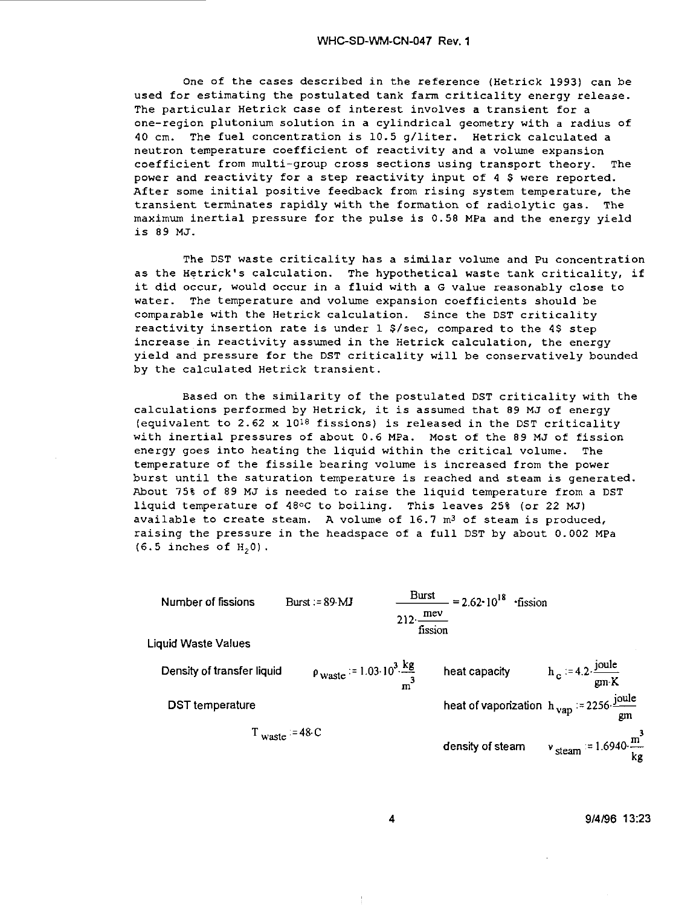One of the cases described in the reference (Hetrick 1993) can be used for estimating the postulated tank farm criticality energy release. The particular Hetrick case of interest involves a transient for a one-region plutonium solution in a cylindrical geometry with a radius of 40 cm. The fuel concentration is 10.5 g/liter. Hetrick calculated a neutron temperature coefficient of reactivity and a volume expansion coefficient from multi-group cross sections using transport theory. The power and reactivity for a step reactivity input of 4 $ were reported. After some initial positive feedback from rising system temperature, the transient terminates rapidly with the formation of radiolytic gas. The maximum inertial pressure for the pulse is 0.58 MPa and the energy yield is 89 MJ.

The DST waste criticality has a similar volume and Pu concentration as the Hetrick's calculation. The hypothetical waste tank criticality, if it did occur, would occur in a fluid with a G value reasonably close to water. The temperature and volume expansion coefficients should be comparable with the Hetrick calculation. Since the DST criticality reactivity insertion rate is under 1 $/sec, compared to the 4$ step increase in reactivity assumed in the Hetrick calculation, the energy yield and pressure for the DST criticality will be conservatively bounded by the calculated Hetrick transient.

Based on the similarity of the postulated DST criticality with the calculations performed by Hetrick, it is assumed that 89 MJ of energy (equivalent to $2.62 \times 10^{18}$ fissions) is released in the DST criticality with inertial pressures of about 0.6 MPa. Most of the 89 MJ of fission energy goes into heating the liquid within the critical volume. The temperature of the fissile bearing volume is increased from the power burst until the saturation temperature is reached and steam is generated. About 75% of 89 MJ is needed to raise the liquid temperature from a DST liquid temperature of 48°C to boiling. This leaves 25% (or 22 MJ) available to create steam. A volume of 16.7 m³ of steam is produced, raising the pressure in the headspace of a full DST by about 0.002 MPa (6.5 inches of $H_2O$).

Number of fissions $\quad Burst := 89 \cdot MJ \quad \dfrac{Burst}{212 \cdot \dfrac{mev}{fission}} = 2.62 \cdot 10^{18} \cdot fission$

Liquid Waste Values

Density of transfer liquid $\quad \rho_{waste} := 1.03 \cdot 10^{3} \cdot \dfrac{kg}{m^3}$

heat capacity $\quad h_c := 4.2 \cdot \dfrac{joule}{gm \cdot K}$

DST temperature

heat of vaporization $\quad h_{vap} := 2256 \cdot \dfrac{joule}{gm}$

$T_{waste} := 48 \cdot C$

density of steam $\quad v_{steam} := 1.6940 \cdot \dfrac{m^3}{kg}$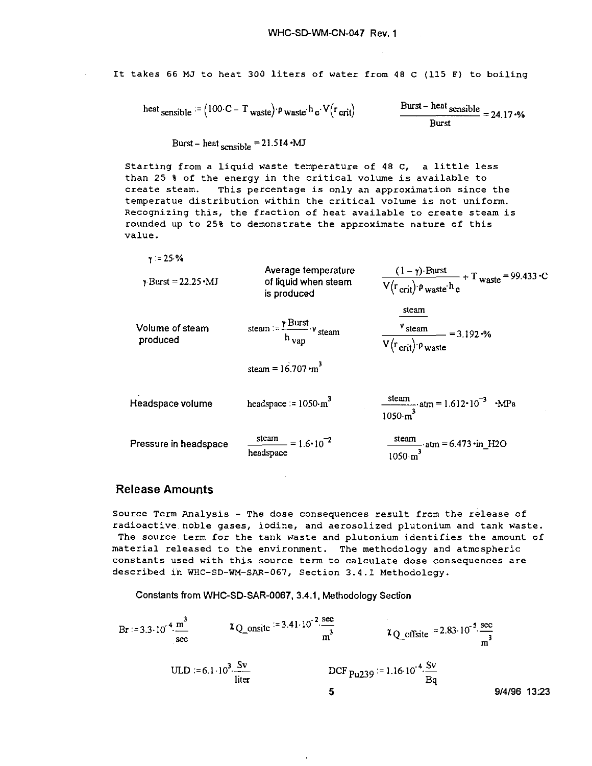It takes 66 MJ to heat 300 liters of water from 48 C (115 F) to boiling

$$\text{heat}_{\text{sensible}} := (100 \cdot C - T_{\text{waste}}) \cdot \rho_{\text{waste}} \cdot h_c \cdot V(r_{\text{crit}}) \qquad \frac{\text{Burst} - \text{heat}_{\text{sensible}}}{\text{Burst}} = 24.17 \cdot \%$$

$$\text{Burst} - \text{heat}_{\text{sensible}} = 21.514 \cdot MJ$$

Starting from a liquid waste temperature of 48 C, a little less than 25 % of the energy in the critical volume is available to create steam. This percentage is only an approximation since the temperatue distribution within the critical volume is not uniform. Recognizing this, the fraction of heat available to create steam is rounded up to 25% to demonstrate the approximate nature of this value.

$$\gamma := 25 \cdot \%$$

$$\gamma \cdot \text{Burst} = 22.25 \cdot MJ$$

Average temperature of liquid when steam is produced

$$\frac{(1-\gamma) \cdot \text{Burst}}{V(r_{\text{crit}}) \cdot \rho_{\text{waste}} \cdot h_c} + T_{\text{waste}} = 99.433 \cdot C$$

Volume of steam produced

$$\text{steam} := \frac{\gamma \cdot \text{Burst}}{h_{\text{vap}}} \cdot v_{\text{steam}} \qquad \frac{\dfrac{\text{steam}}{v_{\text{steam}}}}{V(r_{\text{crit}}) \cdot \rho_{\text{waste}}} = 3.192 \cdot \%$$

$$\text{steam} = 16.707 \cdot m^3$$

Headspace volume

$$\text{headspace} := 1050 \cdot m^3 \qquad \frac{\text{steam}}{1050 \cdot m^3} \cdot \text{atm} = 1.612 \cdot 10^{-3} \cdot MPa$$

Pressure in headspace

$$\frac{\text{steam}}{\text{headspace}} = 1.6 \cdot 10^{-2} \qquad \frac{\text{steam}}{1050 \cdot m^3} \cdot \text{atm} = 6.473 \cdot \text{in\_H2O}$$

## Release Amounts

Source Term Analysis - The dose consequences result from the release of radioactive noble gases, iodine, and aerosolized plutonium and tank waste. The source term for the tank waste and plutonium identifies the amount of material released to the environment. The methodology and atmospheric constants used with this source term to calculate dose consequences are described in WHC-SD-WM-SAR-067, Section 3.4.1 Methodology.

Constants from WHC-SD-SAR-0067, 3.4.1, Methodology Section

$$Br := 3.3 \cdot 10^{-4} \cdot \frac{m^3}{sec} \qquad \chi Q_{\text{onsite}} := 3.41 \cdot 10^{-2} \cdot \frac{sec}{m^3} \qquad \chi Q_{\text{offsite}} := 2.83 \cdot 10^{-5} \cdot \frac{sec}{m^3}$$

$$ULD := 6.1 \cdot 10^3 \cdot \frac{Sv}{liter} \qquad DCF_{Pu239} := 1.16 \cdot 10^{-4} \cdot \frac{Sv}{Bq}$$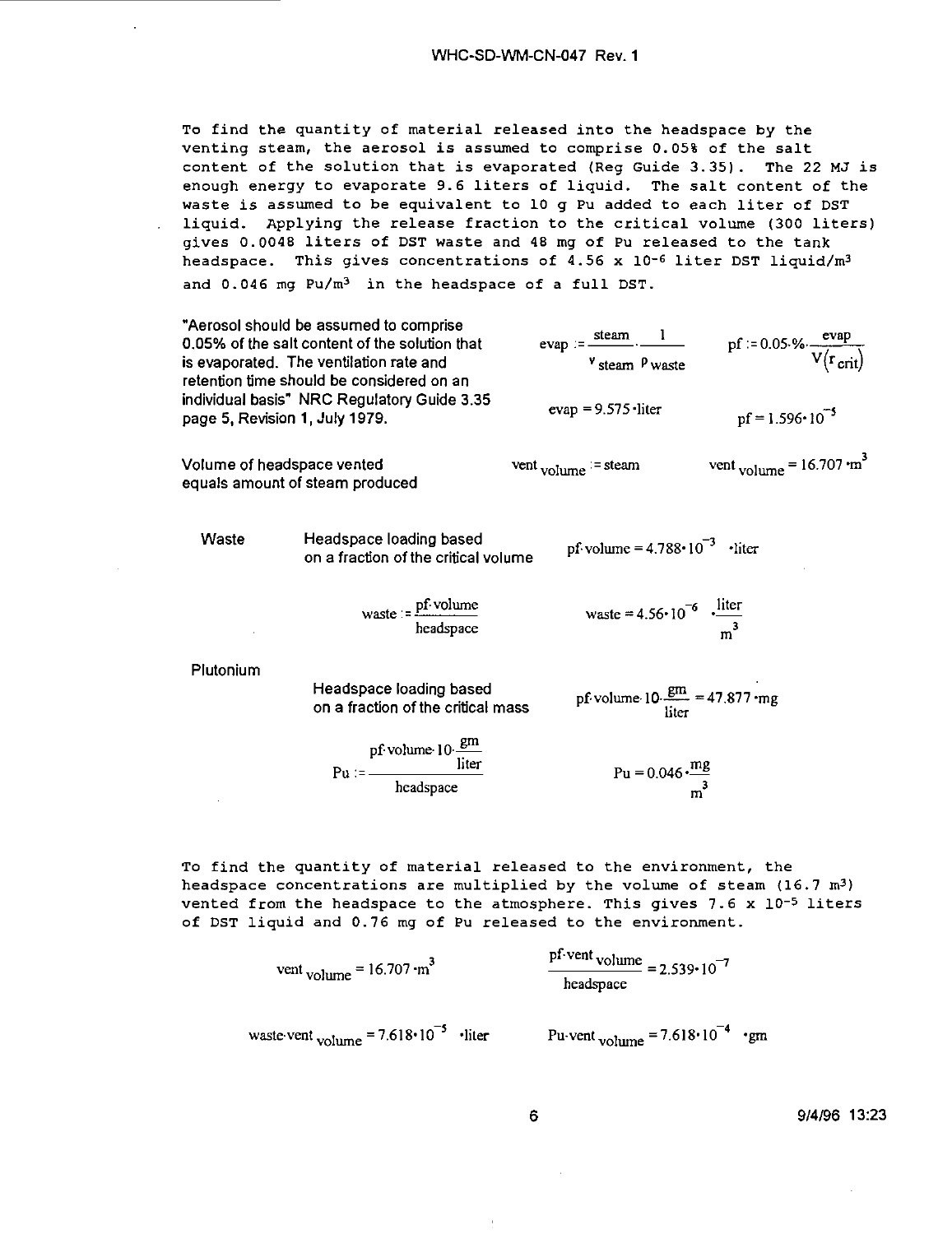To find the quantity of material released into the headspace by the venting steam, the aerosol is assumed to comprise 0.05% of the salt content of the solution that is evaporated (Reg Guide 3.35). The 22 MJ is enough energy to evaporate 9.6 liters of liquid. The salt content of the waste is assumed to be equivalent to 10 g Pu added to each liter of DST liquid. Applying the release fraction to the critical volume (300 liters) gives 0.0048 liters of DST waste and 48 mg of Pu released to the tank headspace. This gives concentrations of $4.56 \times 10^{-6}$ liter DST liquid/$m^3$ and 0.046 mg Pu/$m^3$ in the headspace of a full DST.

"Aerosol should be assumed to comprise 0.05% of the salt content of the solution that is evaporated. The ventilation rate and retention time should be considered on an individual basis" NRC Regulatory Guide 3.35 page 5, Revision 1, July 1979.

$$evap := \frac{steam}{v_{steam}} \cdot \frac{1}{\rho_{waste}} \qquad pf := 0.05 \cdot \% \cdot \frac{evap}{V(r_{crit})}$$

$$evap = 9.575 \cdot liter \qquad pf = 1.596 \cdot 10^{-5}$$

Volume of headspace vented equals amount of steam produced

$$vent_{volume} := steam \qquad vent_{volume} = 16.707 \cdot m^3$$

**Waste**

Headspace loading based on a fraction of the critical volume

$$pf \cdot volume = 4.788 \cdot 10^{-3} \cdot liter$$

$$waste := \frac{pf \cdot volume}{headspace} \qquad waste = 4.56 \cdot 10^{-6} \cdot \frac{liter}{m^3}$$

**Plutonium**

Headspace loading based on a fraction of the critical mass

$$pf \cdot volume \cdot 10 \cdot \frac{gm}{liter} = 47.877 \cdot mg$$

$$Pu := \frac{pf \cdot volume \cdot 10 \cdot \frac{gm}{liter}}{headspace} \qquad Pu = 0.046 \cdot \frac{mg}{m^3}$$

To find the quantity of material released to the environment, the headspace concentrations are multiplied by the volume of steam (16.7 $m^3$) vented from the headspace to the atmosphere. This gives $7.6 \times 10^{-5}$ liters of DST liquid and 0.76 mg of Pu released to the environment.

$$vent_{volume} = 16.707 \cdot m^3 \qquad \frac{pf \cdot vent_{volume}}{headspace} = 2.539 \cdot 10^{-7}$$

$$waste \cdot vent_{volume} = 7.618 \cdot 10^{-5} \cdot liter \qquad Pu \cdot vent_{volume} = 7.618 \cdot 10^{-4} \cdot gm$$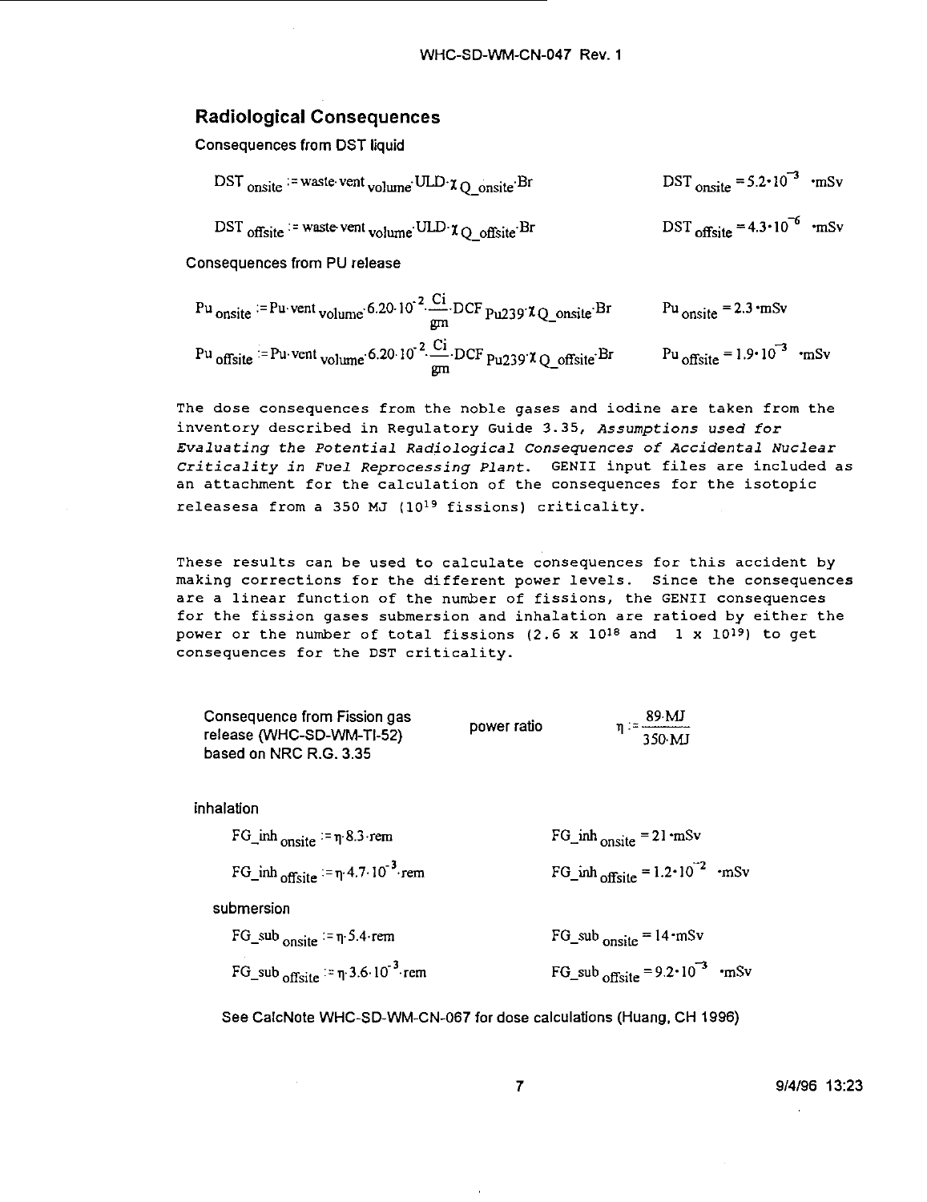## Radiological Consequences

Consequences from DST liquid

$$DST_{onsite} := waste \cdot vent_{volume} \cdot ULD \cdot \chi_{Q\_onsite} \cdot Br \qquad DST_{onsite} = 5.2 \cdot 10^{-3} \cdot mSv$$

$$DST_{offsite} := waste \cdot vent_{volume} \cdot ULD \cdot \chi_{Q\_offsite} \cdot Br \qquad DST_{offsite} = 4.3 \cdot 10^{-6} \cdot mSv$$

Consequences from PU release

$$Pu_{onsite} := Pu \cdot vent_{volume} \cdot 6.20 \cdot 10^{-2} \cdot \frac{Ci}{gm} \cdot DCF_{Pu239} \cdot \chi_{Q\_onsite} \cdot Br \qquad Pu_{onsite} = 2.3 \cdot mSv$$

$$Pu_{offsite} := Pu \cdot vent_{volume} \cdot 6.20 \cdot 10^{-2} \cdot \frac{Ci}{gm} \cdot DCF_{Pu239} \cdot \chi_{Q\_offsite} \cdot Br \qquad Pu_{offsite} = 1.9 \cdot 10^{-3} \cdot mSv$$

The dose consequences from the noble gases and iodine are taken from the inventory described in Regulatory Guide 3.35, *Assumptions used for Evaluating the Potential Radiological Consequences of Accidental Nuclear Criticality in Fuel Reprocessing Plant*. GENII input files are included as an attachment for the calculation of the consequences for the isotopic releasesa from a 350 MJ ($10^{19}$ fissions) criticality.

These results can be used to calculate consequences for this accident by making corrections for the different power levels. Since the consequences are a linear function of the number of fissions, the GENII consequences for the fission gases submersion and inhalation are ratioed by either the power or the number of total fissions ($2.6 \times 10^{18}$ and $1 \times 10^{19}$) to get consequences for the DST criticality.

Consequence from Fission gas release (WHC-SD-WM-TI-52) based on NRC R.G. 3.35

power ratio $\quad \eta := \frac{89 \cdot MJ}{350 \cdot MJ}$

inhalation

$$FG\_inh_{onsite} := \eta \cdot 8.3 \cdot rem \qquad FG\_inh_{onsite} = 21 \cdot mSv$$

$$FG\_inh_{offsite} := \eta \cdot 4.7 \cdot 10^{-3} \cdot rem \qquad FG\_inh_{offsite} = 1.2 \cdot 10^{-2} \cdot mSv$$

submersion

$$FG\_sub_{onsite} := \eta \cdot 5.4 \cdot rem \qquad FG\_sub_{onsite} = 14 \cdot mSv$$

$$FG\_sub_{offsite} := \eta \cdot 3.6 \cdot 10^{-3} \cdot rem \qquad FG\_sub_{offsite} = 9.2 \cdot 10^{-3} \cdot mSv$$

See CalcNote WHC-SD-WM-CN-067 for dose calculations (Huang, CH 1996)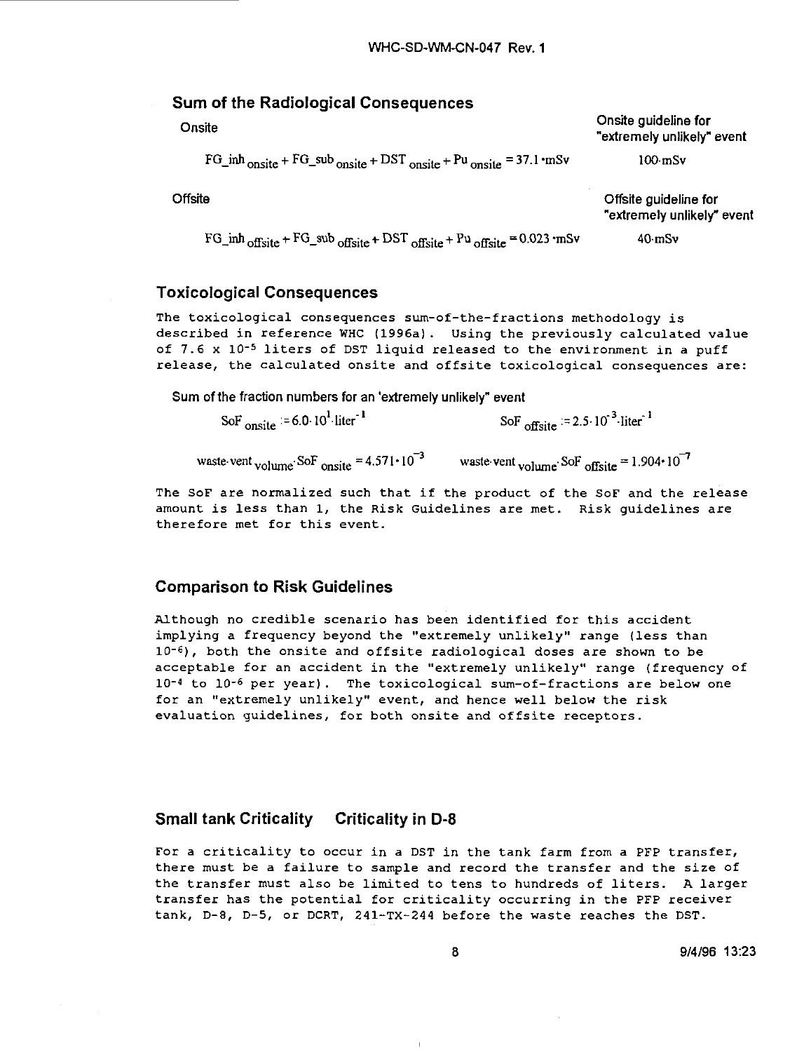## Sum of the Radiological Consequences

**Onsite** — **Onsite guideline for "extremely unlikely" event**

$$FG\_inh_{onsite} + FG\_sub_{onsite} + DST_{onsite} + Pu_{onsite} = 37.1 \cdot mSv \qquad 100 \cdot mSv$$

**Offsite** — **Offsite guideline for "extremely unlikely" event**

$$FG\_inh_{offsite} + FG\_sub_{offsite} + DST_{offsite} + Pu_{offsite} = 0.023 \cdot mSv \qquad 40 \cdot mSv$$

## Toxicological Consequences

The toxicological consequences sum-of-the-fractions methodology is described in reference WHC (1996a). Using the previously calculated value of $7.6 \times 10^{-5}$ liters of DST liquid released to the environment in a puff release, the calculated onsite and offsite toxicological consequences are:

Sum of the fraction numbers for an 'extremely unlikely" event

$$SoF_{onsite} := 6.0 \cdot 10^{1} \cdot liter^{-1} \qquad SoF_{offsite} := 2.5 \cdot 10^{-3} \cdot liter^{-1}$$

$$waste \cdot vent_{volume} \cdot SoF_{onsite} = 4.571 \cdot 10^{-3} \qquad waste \cdot vent_{volume} \cdot SoF_{offsite} = 1.904 \cdot 10^{-7}$$

The SoF are normalized such that if the product of the SoF and the release amount is less than 1, the Risk Guidelines are met. Risk guidelines are therefore met for this event.

## Comparison to Risk Guidelines

Although no credible scenario has been identified for this accident implying a frequency beyond the "extremely unlikely" range (less than $10^{-6}$), both the onsite and offsite radiological doses are shown to be acceptable for an accident in the "extremely unlikely" range (frequency of $10^{-4}$ to $10^{-6}$ per year). The toxicological sum-of-fractions are below one for an "extremely unlikely" event, and hence well below the risk evaluation guidelines, for both onsite and offsite receptors.

## Small tank Criticality    Criticality in D-8

For a criticality to occur in a DST in the tank farm from a PFP transfer, there must be a failure to sample and record the transfer and the size of the transfer must also be limited to tens to hundreds of liters. A larger transfer has the potential for criticality occurring in the PFP receiver tank, D-8, D-5, or DCRT, 241-TX-244 before the waste reaches the DST.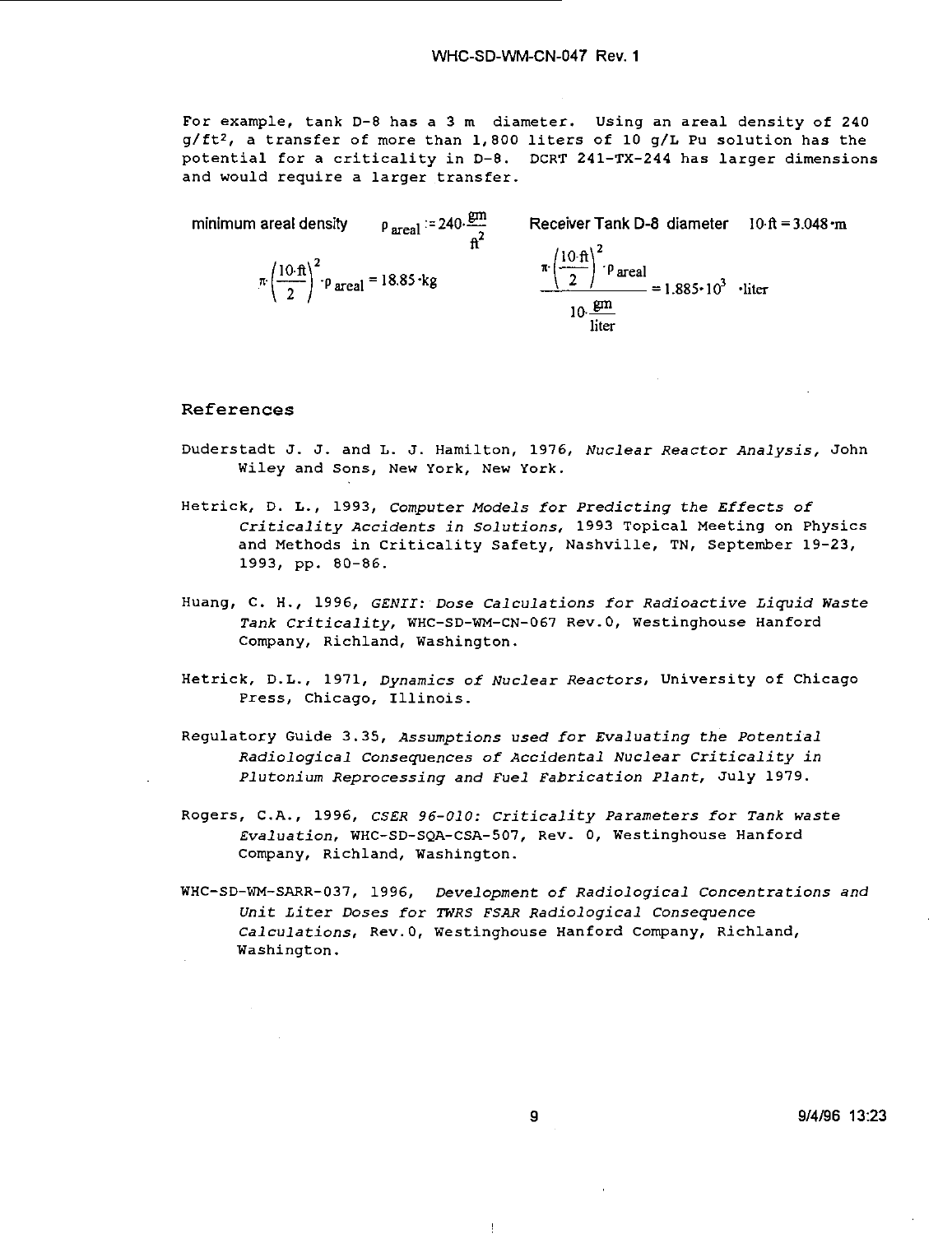For example, tank D-8 has a 3 m diameter. Using an areal density of 240 $g/ft^2$, a transfer of more than 1,800 liters of 10 g/L Pu solution has the potential for a criticality in D-8. DCRT 241-TX-244 has larger dimensions and would require a larger transfer.

minimum areal density $\rho_{areal} := 240 \cdot \frac{gm}{ft^2}$ Receiver Tank D-8 diameter $10 \cdot ft = 3.048 \cdot m$

$$\pi \cdot \left(\frac{10 \cdot ft}{2}\right)^2 \cdot \rho_{areal} = 18.85 \cdot kg$$

$$\frac{\pi \cdot \left(\frac{10 \cdot ft}{2}\right)^2 \cdot \rho_{areal}}{10 \cdot \frac{gm}{liter}} = 1.885 \cdot 10^3 \cdot liter$$

## References

Duderstadt J. J. and L. J. Hamilton, 1976, *Nuclear Reactor Analysis*, John Wiley and Sons, New York, New York.

Hetrick, D. L., 1993, *Computer Models for Predicting the Effects of Criticality Accidents in Solutions*, 1993 Topical Meeting on Physics and Methods in Criticality Safety, Nashville, TN, September 19-23, 1993, pp. 80-86.

Huang, C. H., 1996, *GENII: Dose Calculations for Radioactive Liquid Waste Tank Criticality*, WHC-SD-WM-CN-067 Rev.0, Westinghouse Hanford Company, Richland, Washington.

Hetrick, D.L., 1971, *Dynamics of Nuclear Reactors*, University of Chicago Press, Chicago, Illinois.

Regulatory Guide 3.35, *Assumptions used for Evaluating the Potential Radiological Consequences of Accidental Nuclear Criticality in Plutonium Reprocessing and Fuel Fabrication Plant*, July 1979.

Rogers, C.A., 1996, *CSER 96-010: Criticality Parameters for Tank waste Evaluation*, WHC-SD-SQA-CSA-507, Rev. 0, Westinghouse Hanford Company, Richland, Washington.

WHC-SD-WM-SARR-037, 1996, *Development of Radiological Concentrations and Unit Liter Doses for TWRS FSAR Radiological Consequence Calculations*, Rev.0, Westinghouse Hanford Company, Richland, Washington.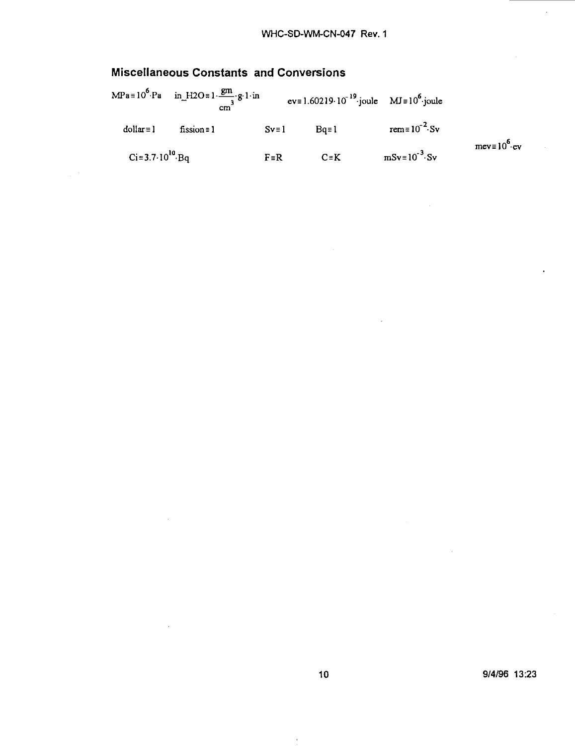## Miscellaneous Constants and Conversions

$MPa \equiv 10^{6} \cdot Pa$ $\quad in\_H2O \equiv 1 \cdot \frac{gm}{cm^{3}} \cdot g \cdot 1 \cdot in$ $\quad ev \equiv 1.60219 \cdot 10^{-19} \cdot joule$ $\quad MJ \equiv 10^{6} \cdot joule$

$dollar \equiv 1$ $\quad fission \equiv 1$ $\quad Sv \equiv 1$ $\quad Bq \equiv 1$ $\quad rem \equiv 10^{-2} \cdot Sv$

$mev \equiv 10^{6} \cdot ev$

$Ci \equiv 3.7 \cdot 10^{10} \cdot Bq$ $\quad F \equiv R$ $\quad C \equiv K$ $\quad mSv \equiv 10^{-3} \cdot Sv$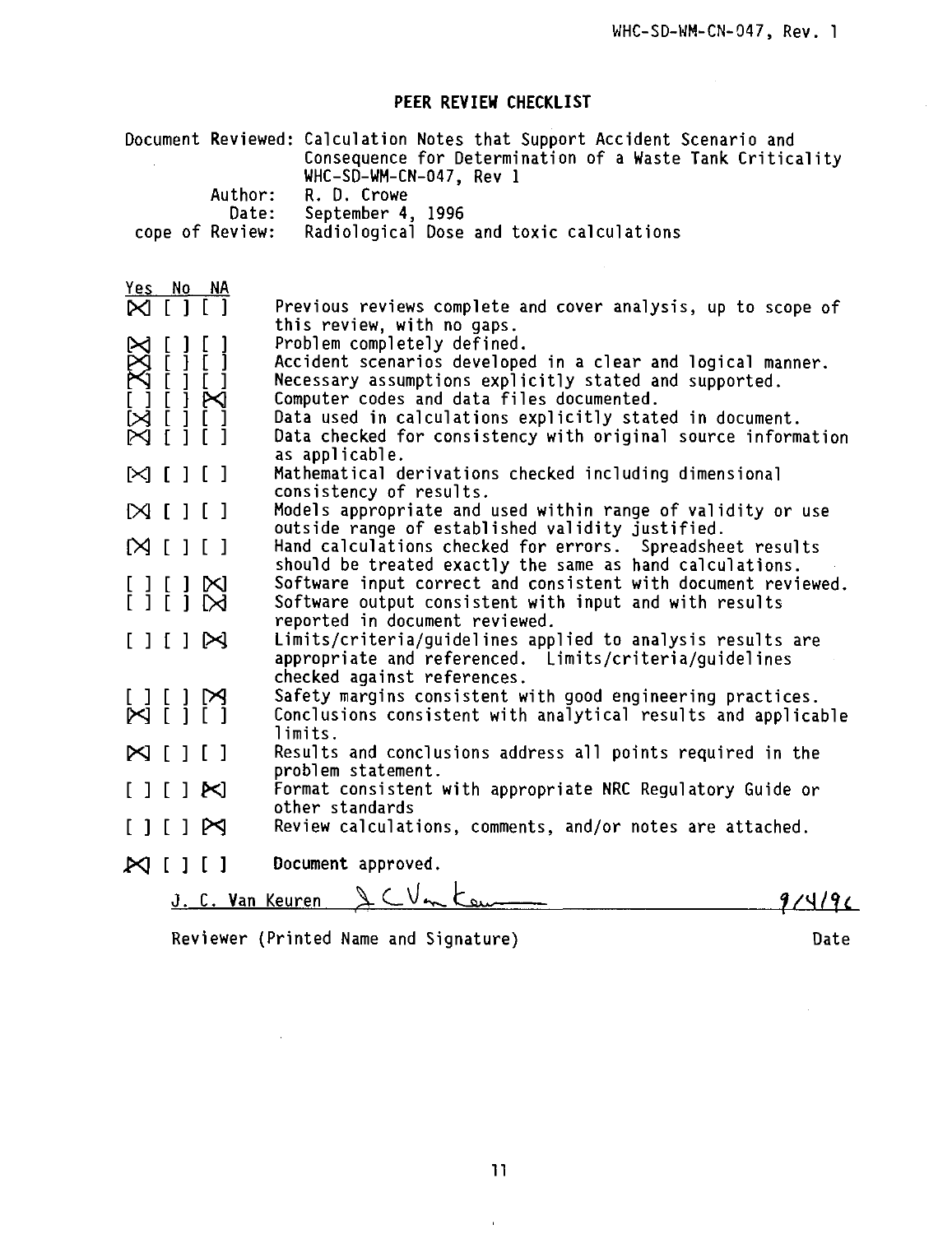## PEER REVIEW CHECKLIST

Document Reviewed: Calculation Notes that Support Accident Scenario and Consequence for Determination of a Waste Tank Criticality WHC-SD-WM-CN-047, Rev 1

Author: R. D. Crowe

Date: September 4, 1996

cope of Review: Radiological Dose and toxic calculations

| Yes | No | NA | |
|---|---|---|---|
| [X] | [ ] | [ ] | Previous reviews complete and cover analysis, up to scope of this review, with no gaps. |
| [X] | [ ] | [ ] | Problem completely defined. |
| [X] | [ ] | [ ] | Accident scenarios developed in a clear and logical manner. |
| [X] | [ ] | [ ] | Necessary assumptions explicitly stated and supported. |
| [ ] | [ ] | [X] | Computer codes and data files documented. |
| [X] | [ ] | [ ] | Data used in calculations explicitly stated in document. |
| [X] | [ ] | [ ] | Data checked for consistency with original source information as applicable. |
| [X] | [ ] | [ ] | Mathematical derivations checked including dimensional consistency of results. |
| [X] | [ ] | [ ] | Models appropriate and used within range of validity or use outside range of established validity justified. |
| [X] | [ ] | [ ] | Hand calculations checked for errors. Spreadsheet results should be treated exactly the same as hand calculations. |
| [ ] | [ ] | [X] | Software input correct and consistent with document reviewed. |
| [ ] | [ ] | [X] | Software output consistent with input and with results reported in document reviewed. |
| [ ] | [ ] | [X] | Limits/criteria/guidelines applied to analysis results are appropriate and referenced. Limits/criteria/guidelines checked against references. |
| [ ] | [ ] | [X] | Safety margins consistent with good engineering practices. |
| [X] | [ ] | [ ] | Conclusions consistent with analytical results and applicable limits. |
| [X] | [ ] | [ ] | Results and conclusions address all points required in the problem statement. |
| [ ] | [ ] | [X] | Format consistent with appropriate NRC Regulatory Guide or other standards |
| [ ] | [ ] | [X] | Review calculations, comments, and/or notes are attached. |
| [X] | [ ] | [ ] | **Document approved.** |

J. C. Van Keuren    J C Van Keuren    9/4/96

Reviewer (Printed Name and Signature)    Date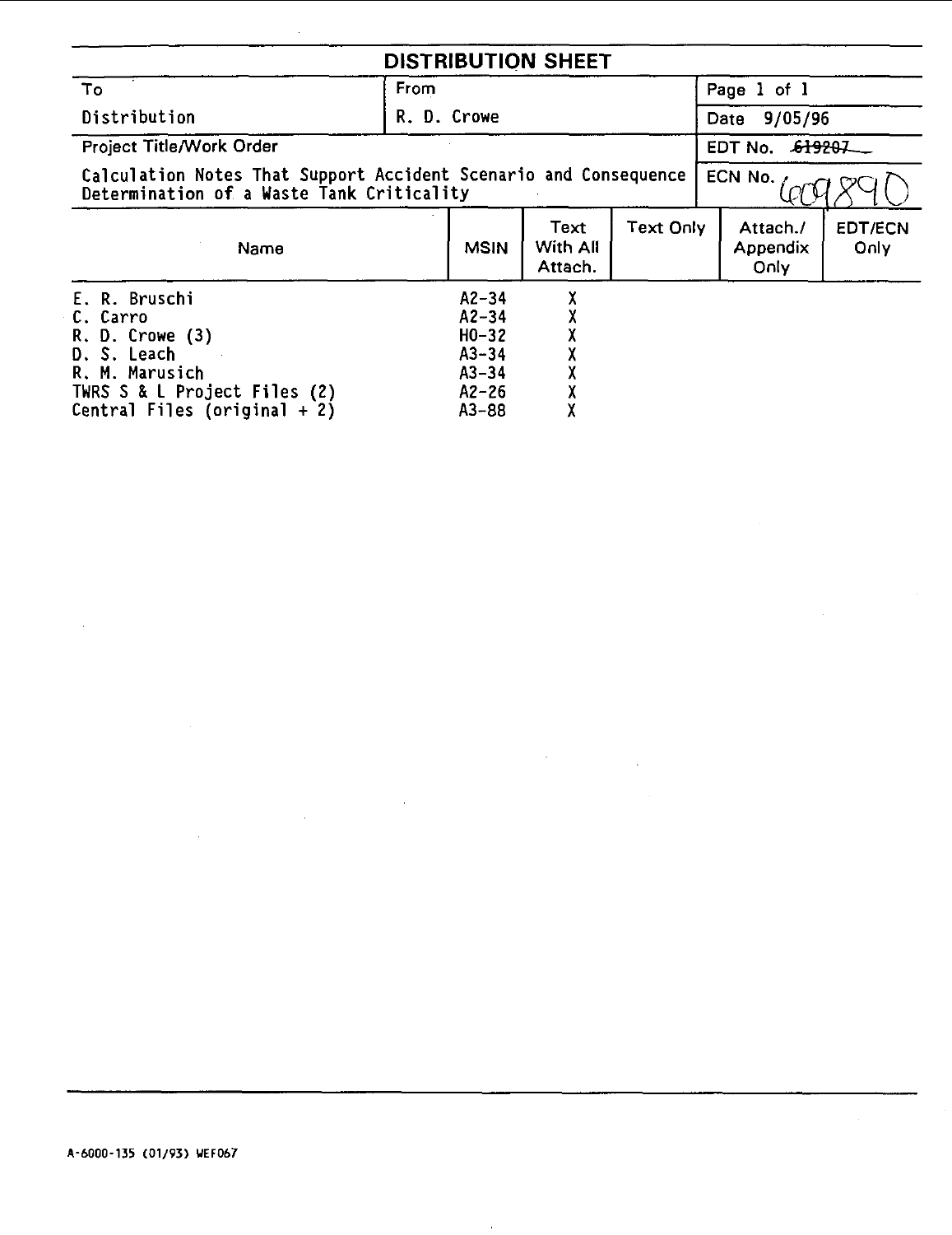# DISTRIBUTION SHEET

| To | From | Page 1 of 1 |
|---|---|---|
| Distribution | R. D. Crowe | Date 9/05/96 |
| Project Title/Work Order | | EDT No. ~~619207~~ |
| Calculation Notes That Support Accident Scenario and Consequence Determination of a Waste Tank Criticality | | ECN No. 609890 |

| Name | MSIN | Text With All Attach. | Text Only | Attach./ Appendix Only | EDT/ECN Only |
|---|---|---|---|---|---|
| E. R. Bruschi | A2-34 | X | | | |
| C. Carro | A2-34 | X | | | |
| R. D. Crowe (3) | H0-32 | X | | | |
| D. S. Leach | A3-34 | X | | | |
| R. M. Marusich | A3-34 | X | | | |
| TWRS S & L Project Files (2) | A2-26 | X | | | |
| Central Files (original + 2) | A3-88 | X | | | |

A-6000-135 (01/93) WEF067